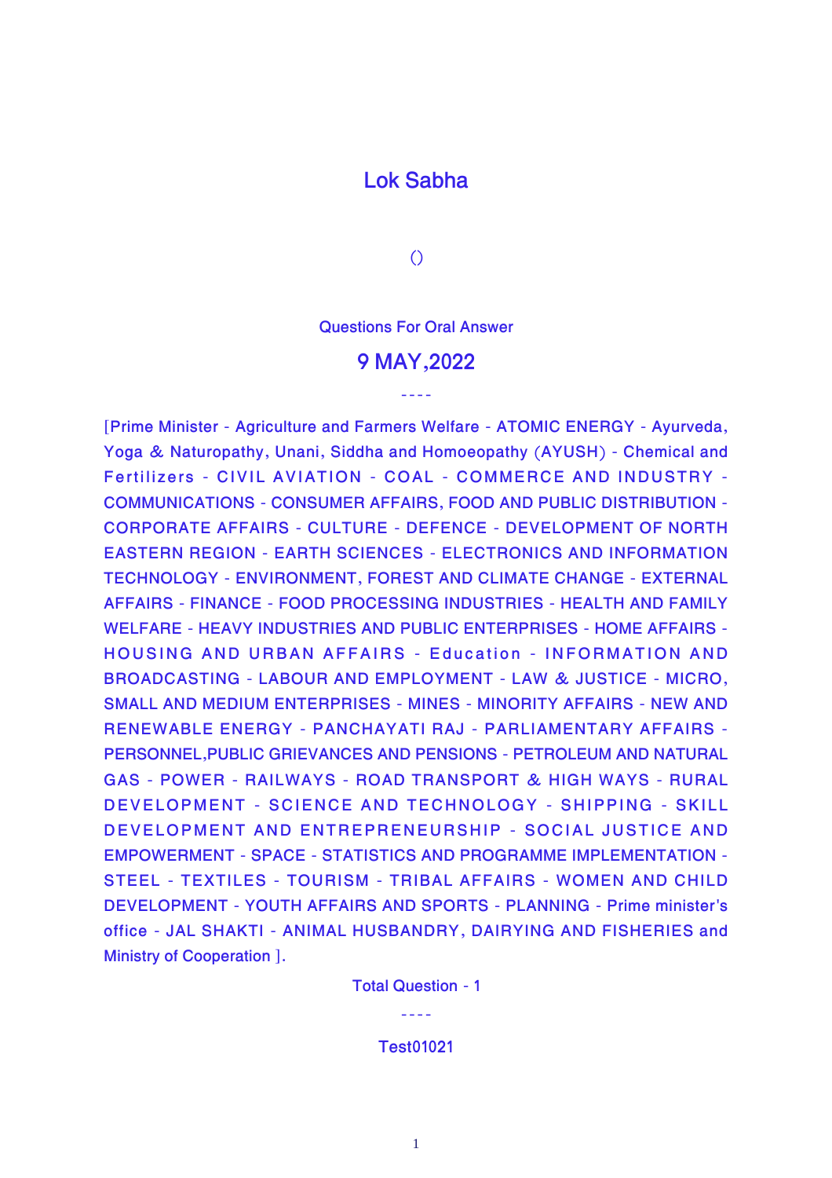# Lok Sabha

()

Questions For Oral Answer

## 9 MAY,2022

----

[Prime Minister - Agriculture and Farmers Welfare - ATOMIC ENERGY - Ayurveda, Yoga & Naturopathy, Unani, Siddha and Homoeopathy (AYUSH) - Chemical and Fertilizers - CIVIL AVIATION - COAL - COMMERCE AND INDUSTRY - COMMUNICATIONS - CONSUMER AFFAIRS, FOOD AND PUBLIC DISTRIBUTION - CORPORATE AFFAIRS - CULTURE - DEFENCE - DEVELOPMENT OF NORTH EASTERN REGION - EARTH SCIENCES - ELECTRONICS AND INFORMATION TECHNOLOGY - ENVIRONMENT, FOREST AND CLIMATE CHANGE - EXTERNAL AFFAIRS - FINANCE - FOOD PROCESSING INDUSTRIES - HEALTH AND FAMILY WELFARE - HEAVY INDUSTRIES AND PUBLIC ENTERPRISES - HOME AFFAIRS - HOUSING AND URBAN AFFAIRS - Education - INFORMATION AND BROADCASTING - LABOUR AND EMPLOYMENT - LAW & JUSTICE - MICRO, SMALL AND MEDIUM ENTERPRISES - MINES - MINORITY AFFAIRS - NEW AND RENEWABLE ENERGY - PANCHAYATI RAJ - PARLIAMENTARY AFFAIRS - PERSONNEL,PUBLIC GRIEVANCES AND PENSIONS - PETROLEUM AND NATURAL GAS - POWER - RAILWAYS - ROAD TRANSPORT & HIGH WAYS - RURAL DEVELOPMENT - SCIENCE AND TECHNOLOGY - SHIPPING - SKILL DEVELOPMENT AND ENTREPRENEURSHIP - SOCIAL JUSTICE AND EMPOWERMENT - SPACE - STATISTICS AND PROGRAMME IMPLEMENTATION - STEEL - TEXTILES - TOURISM - TRIBAL AFFAIRS - WOMEN AND CHILD DEVELOPMENT - YOUTH AFFAIRS AND SPORTS - PLANNING - Prime minister's office - JAL SHAKTI - ANIMAL HUSBANDRY, DAIRYING AND FISHERIES and Ministry of Cooperation ].

Total Question - 1

----

Test01021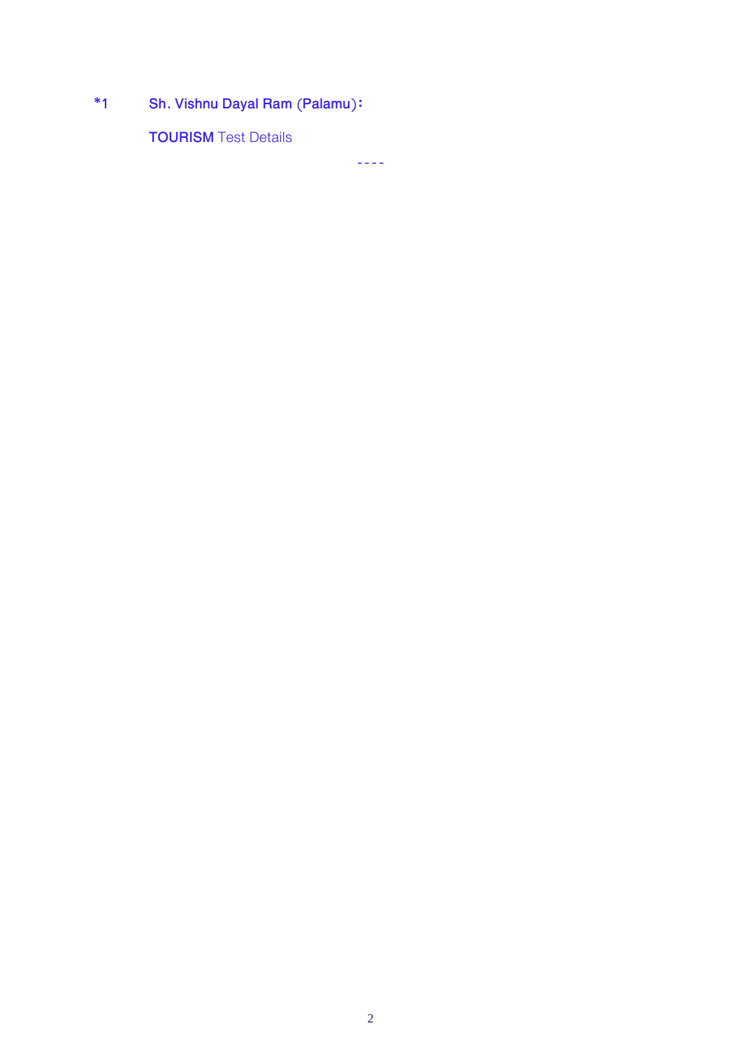*1 Sh. Vishnu Dayal Ram (Palamu):

**TOURISM** Test Details

----